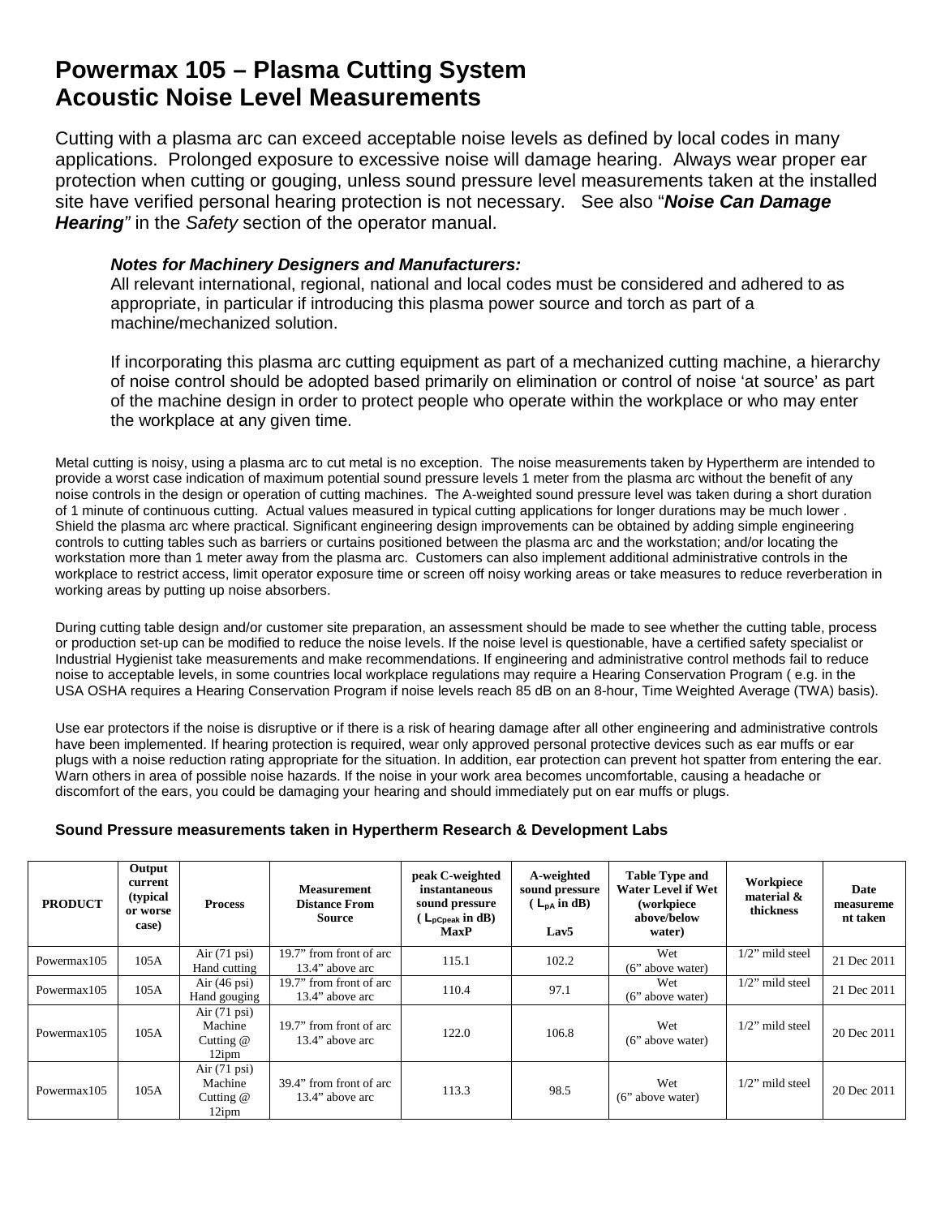# Powermax 105 – Plasma Cutting System
# Acoustic Noise Level Measurements

Cutting with a plasma arc can exceed acceptable noise levels as defined by local codes in many applications. Prolonged exposure to excessive noise will damage hearing. Always wear proper ear protection when cutting or gouging, unless sound pressure level measurements taken at the installed site have verified personal hearing protection is not necessary. See also "***Noise Can Damage Hearing***" in the *Safety* section of the operator manual.

> ***Notes for Machinery Designers and Manufacturers:***
> All relevant international, regional, national and local codes must be considered and adhered to as appropriate, in particular if introducing this plasma power source and torch as part of a machine/mechanized solution.
>
> If incorporating this plasma arc cutting equipment as part of a mechanized cutting machine, a hierarchy of noise control should be adopted based primarily on elimination or control of noise 'at source' as part of the machine design in order to protect people who operate within the workplace or who may enter the workplace at any given time.

Metal cutting is noisy, using a plasma arc to cut metal is no exception. The noise measurements taken by Hypertherm are intended to provide a worst case indication of maximum potential sound pressure levels 1 meter from the plasma arc without the benefit of any noise controls in the design or operation of cutting machines. The A-weighted sound pressure level was taken during a short duration of 1 minute of continuous cutting. Actual values measured in typical cutting applications for longer durations may be much lower . Shield the plasma arc where practical. Significant engineering design improvements can be obtained by adding simple engineering controls to cutting tables such as barriers or curtains positioned between the plasma arc and the workstation; and/or locating the workstation more than 1 meter away from the plasma arc. Customers can also implement additional administrative controls in the workplace to restrict access, limit operator exposure time or screen off noisy working areas or take measures to reduce reverberation in working areas by putting up noise absorbers.

During cutting table design and/or customer site preparation, an assessment should be made to see whether the cutting table, process or production set-up can be modified to reduce the noise levels. If the noise level is questionable, have a certified safety specialist or Industrial Hygienist take measurements and make recommendations. If engineering and administrative control methods fail to reduce noise to acceptable levels, in some countries local workplace regulations may require a Hearing Conservation Program ( e.g. in the USA OSHA requires a Hearing Conservation Program if noise levels reach 85 dB on an 8-hour, Time Weighted Average (TWA) basis).

Use ear protectors if the noise is disruptive or if there is a risk of hearing damage after all other engineering and administrative controls have been implemented. If hearing protection is required, wear only approved personal protective devices such as ear muffs or ear plugs with a noise reduction rating appropriate for the situation. In addition, ear protection can prevent hot spatter from entering the ear. Warn others in area of possible noise hazards. If the noise in your work area becomes uncomfortable, causing a headache or discomfort of the ears, you could be damaging your hearing and should immediately put on ear muffs or plugs.

**Sound Pressure measurements taken in Hypertherm Research & Development Labs**

| PRODUCT | Output current (typical or worse case) | Process | Measurement Distance From Source | peak C-weighted instantaneous sound pressure ( $L_{pCpeak}$ in dB) MaxP | A-weighted sound pressure ( $L_{pA}$ in dB) Lav5 | Table Type and Water Level if Wet (workpiece above/below water) | Workpiece material & thickness | Date measurement taken |
|---|---|---|---|---|---|---|---|---|
| Powermax105 | 105A | Air (71 psi) Hand cutting | 19.7" from front of arc 13.4" above arc | 115.1 | 102.2 | Wet (6" above water) | 1/2" mild steel | 21 Dec 2011 |
| Powermax105 | 105A | Air (46 psi) Hand gouging | 19.7" from front of arc 13.4" above arc | 110.4 | 97.1 | Wet (6" above water) | 1/2" mild steel | 21 Dec 2011 |
| Powermax105 | 105A | Air (71 psi) Machine Cutting @ 12ipm | 19.7" from front of arc 13.4" above arc | 122.0 | 106.8 | Wet (6" above water) | 1/2" mild steel | 20 Dec 2011 |
| Powermax105 | 105A | Air (71 psi) Machine Cutting @ 12ipm | 39.4" from front of arc 13.4" above arc | 113.3 | 98.5 | Wet (6" above water) | 1/2" mild steel | 20 Dec 2011 |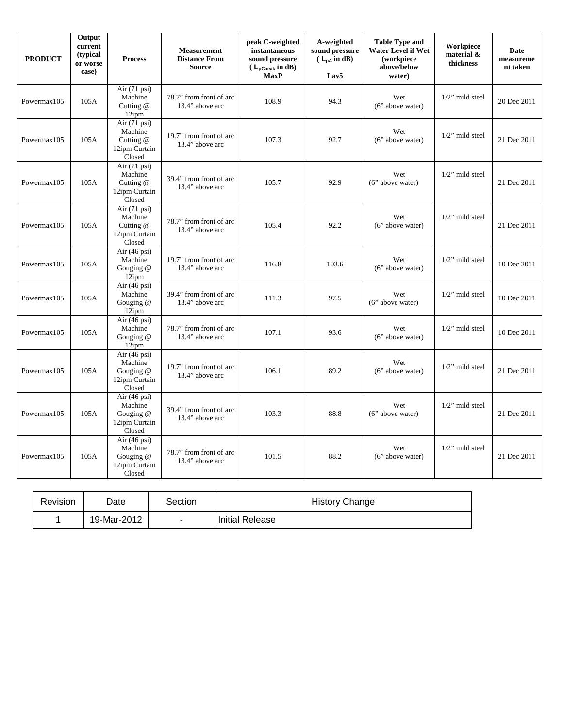| PRODUCT | Output current (typical or worse case) | Process | Measurement Distance From Source | peak C-weighted instantaneous sound pressure ( $L_{pCpeak}$ in dB) MaxP | A-weighted sound pressure ( $L_{pA}$ in dB) Lav5 | Table Type and Water Level if Wet (workpiece above/below water) | Workpiece material & thickness | Date measurement taken |
|---|---|---|---|---|---|---|---|---|
| Powermax105 | 105A | Air (71 psi) Machine Cutting @ 12ipm | 78.7" from front of arc 13.4" above arc | 108.9 | 94.3 | Wet (6" above water) | 1/2" mild steel | 20 Dec 2011 |
| Powermax105 | 105A | Air (71 psi) Machine Cutting @ 12ipm Curtain Closed | 19.7" from front of arc 13.4" above arc | 107.3 | 92.7 | Wet (6" above water) | 1/2" mild steel | 21 Dec 2011 |
| Powermax105 | 105A | Air (71 psi) Machine Cutting @ 12ipm Curtain Closed | 39.4" from front of arc 13.4" above arc | 105.7 | 92.9 | Wet (6" above water) | 1/2" mild steel | 21 Dec 2011 |
| Powermax105 | 105A | Air (71 psi) Machine Cutting @ 12ipm Curtain Closed | 78.7" from front of arc 13.4" above arc | 105.4 | 92.2 | Wet (6" above water) | 1/2" mild steel | 21 Dec 2011 |
| Powermax105 | 105A | Air (46 psi) Machine Gouging @ 12ipm | 19.7" from front of arc 13.4" above arc | 116.8 | 103.6 | Wet (6" above water) | 1/2" mild steel | 10 Dec 2011 |
| Powermax105 | 105A | Air (46 psi) Machine Gouging @ 12ipm | 39.4" from front of arc 13.4" above arc | 111.3 | 97.5 | Wet (6" above water) | 1/2" mild steel | 10 Dec 2011 |
| Powermax105 | 105A | Air (46 psi) Machine Gouging @ 12ipm | 78.7" from front of arc 13.4" above arc | 107.1 | 93.6 | Wet (6" above water) | 1/2" mild steel | 10 Dec 2011 |
| Powermax105 | 105A | Air (46 psi) Machine Gouging @ 12ipm Curtain Closed | 19.7" from front of arc 13.4" above arc | 106.1 | 89.2 | Wet (6" above water) | 1/2" mild steel | 21 Dec 2011 |
| Powermax105 | 105A | Air (46 psi) Machine Gouging @ 12ipm Curtain Closed | 39.4" from front of arc 13.4" above arc | 103.3 | 88.8 | Wet (6" above water) | 1/2" mild steel | 21 Dec 2011 |
| Powermax105 | 105A | Air (46 psi) Machine Gouging @ 12ipm Curtain Closed | 78.7" from front of arc 13.4" above arc | 101.5 | 88.2 | Wet (6" above water) | 1/2" mild steel | 21 Dec 2011 |

| Revision | Date | Section | History Change |
|---|---|---|---|
| 1 | 19-Mar-2012 | - | Initial Release |